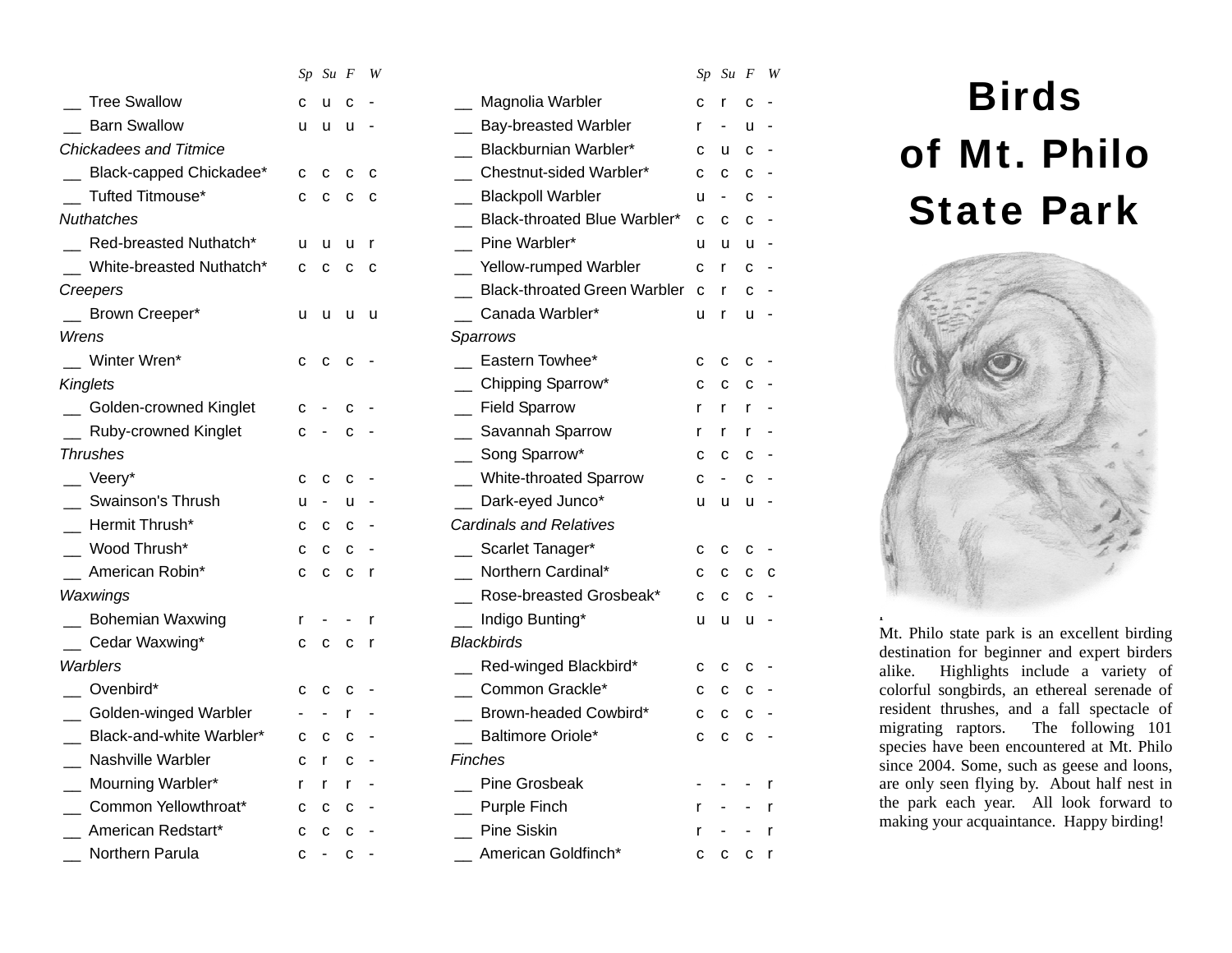# Birds of Mt. Philo State Park

Mt. Philo state park is an excellent birding destination for beginner and expert birders alike. Highlights include a variety of colorful songbirds, an ethereal serenade of resident thrushes, and a fall spectacle of migrating raptors. The following 101 species have been encountered at Mt. Philo since 2004. Some, such as geese and loons, are only seen flying by. About half nest in the park each year. All look forward to making your acquaintance. Happy birding!

| | *Sp* | *Su* | *F* | *W* |
|---|---|---|---|---|
| __ Tree Swallow | c | u | c | - |
| __ Barn Swallow | u | u | u | - |
| *Chickadees and Titmice* | | | | |
| __ Black-capped Chickadee* | c | c | c | c |
| __ Tufted Titmouse* | c | c | c | c |
| *Nuthatches* | | | | |
| __ Red-breasted Nuthatch* | u | u | u | r |
| __ White-breasted Nuthatch* | c | c | c | c |
| *Creepers* | | | | |
| __ Brown Creeper* | u | u | u | u |
| *Wrens* | | | | |
| __ Winter Wren* | c | c | c | - |
| *Kinglets* | | | | |
| __ Golden-crowned Kinglet | c | - | c | - |
| __ Ruby-crowned Kinglet | c | - | c | - |
| *Thrushes* | | | | |
| __ Veery* | c | c | c | - |
| __ Swainson's Thrush | u | - | u | - |
| __ Hermit Thrush* | c | c | c | - |
| __ Wood Thrush* | c | c | c | - |
| __ American Robin* | c | c | c | r |
| *Waxwings* | | | | |
| __ Bohemian Waxwing | r | - | - | r |
| __ Cedar Waxwing* | c | c | c | r |
| *Warblers* | | | | |
| __ Ovenbird* | c | c | c | - |
| __ Golden-winged Warbler | - | - | r | - |
| __ Black-and-white Warbler* | c | c | c | - |
| __ Nashville Warbler | c | r | c | - |
| __ Mourning Warbler* | r | r | r | - |
| __ Common Yellowthroat* | c | c | c | - |
| __ American Redstart* | c | c | c | - |
| __ Northern Parula | c | - | c | - |
| __ Magnolia Warbler | c | r | c | - |
| __ Bay-breasted Warbler | r | - | u | - |
| __ Blackburnian Warbler* | c | u | c | - |
| __ Chestnut-sided Warbler* | c | c | c | - |
| __ Blackpoll Warbler | u | - | c | - |
| __ Black-throated Blue Warbler* | c | c | c | - |
| __ Pine Warbler* | u | u | u | - |
| __ Yellow-rumped Warbler | c | r | c | - |
| __ Black-throated Green Warbler | c | r | c | - |
| __ Canada Warbler* | u | r | u | - |
| *Sparrows* | | | | |
| __ Eastern Towhee* | c | c | c | - |
| __ Chipping Sparrow* | c | c | c | - |
| __ Field Sparrow | r | r | r | - |
| __ Savannah Sparrow | r | r | r | - |
| __ Song Sparrow* | c | c | c | - |
| __ White-throated Sparrow | c | - | c | - |
| __ Dark-eyed Junco* | u | u | u | - |
| *Cardinals and Relatives* | | | | |
| __ Scarlet Tanager* | c | c | c | - |
| __ Northern Cardinal* | c | c | c | c |
| __ Rose-breasted Grosbeak* | c | c | c | - |
| __ Indigo Bunting* | u | u | u | - |
| *Blackbirds* | | | | |
| __ Red-winged Blackbird* | c | c | c | - |
| __ Common Grackle* | c | c | c | - |
| __ Brown-headed Cowbird* | c | c | c | - |
| __ Baltimore Oriole* | c | c | c | - |
| *Finches* | | | | |
| __ Pine Grosbeak | - | - | - | r |
| __ Purple Finch | r | - | - | r |
| __ Pine Siskin | r | - | - | r |
| __ American Goldfinch* | c | c | c | r |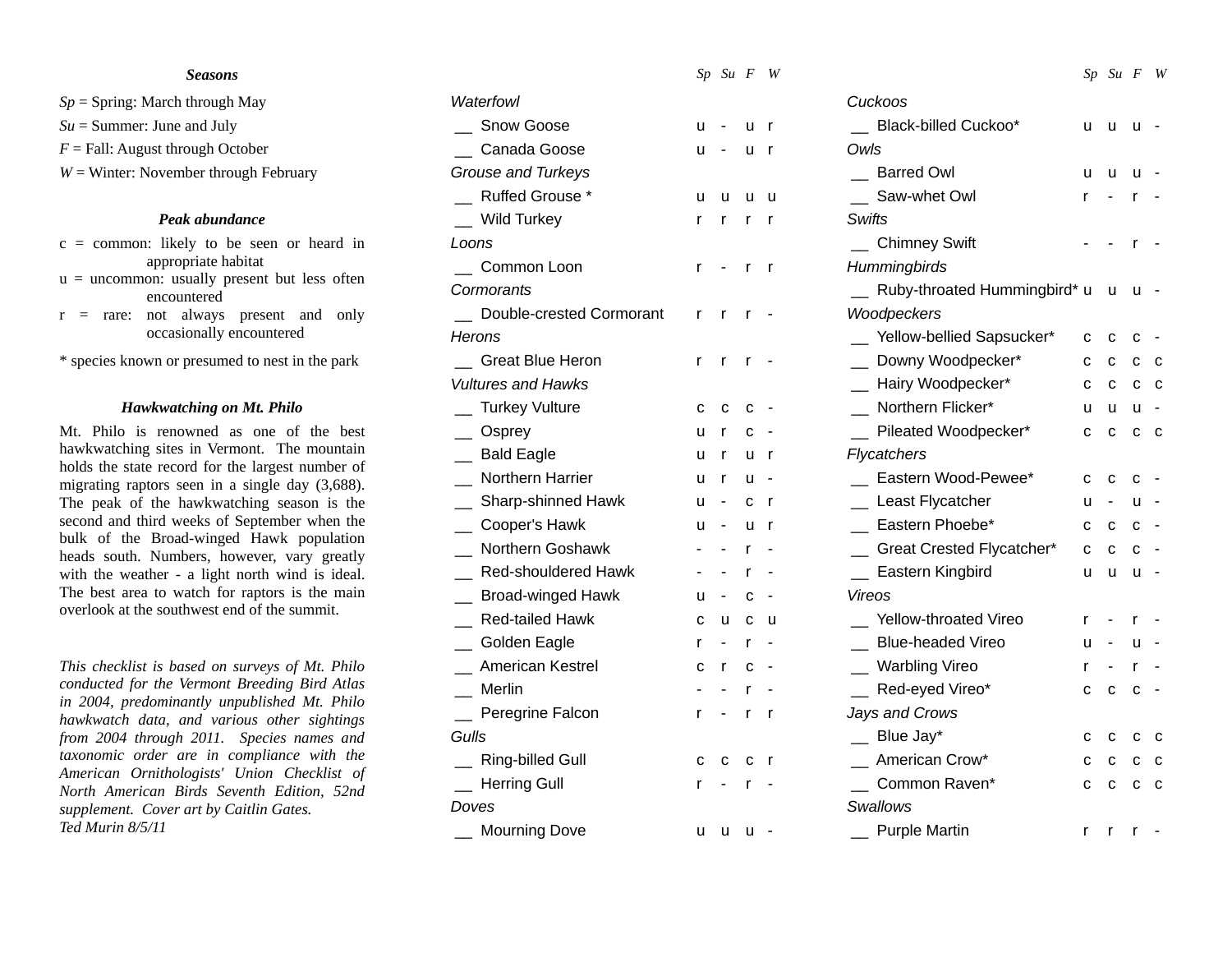### *Seasons*

*Sp* = Spring: March through May

*Su* = Summer: June and July

*F* = Fall: August through October

*W* = Winter: November through February

### *Peak abundance*

c = common: likely to be seen or heard in appropriate habitat

u = uncommon: usually present but less often encountered

r = rare: not always present and only occasionally encountered

\* species known or presumed to nest in the park

### *Hawkwatching on Mt. Philo*

Mt. Philo is renowned as one of the best hawkwatching sites in Vermont. The mountain holds the state record for the largest number of migrating raptors seen in a single day (3,688). The peak of the hawkwatching season is the second and third weeks of September when the bulk of the Broad-winged Hawk population heads south. Numbers, however, vary greatly with the weather - a light north wind is ideal. The best area to watch for raptors is the main overlook at the southwest end of the summit.

*This checklist is based on surveys of Mt. Philo conducted for the Vermont Breeding Bird Atlas in 2004, predominantly unpublished Mt. Philo hawkwatch data, and various other sightings from 2004 through 2011. Species names and taxonomic order are in compliance with the American Ornithologists' Union Checklist of North American Birds Seventh Edition, 52nd supplement. Cover art by Caitlin Gates.*
*Ted Murin 8/5/11*

| | *Sp* | *Su* | *F* | *W* |
|---|---|---|---|---|
| *Waterfowl* | | | | |
| __ Snow Goose | u | - | u | r |
| __ Canada Goose | u | - | u | r |
| *Grouse and Turkeys* | | | | |
| __ Ruffed Grouse * | u | u | u | u |
| __ Wild Turkey | r | r | r | r |
| *Loons* | | | | |
| __ Common Loon | r | - | r | r |
| *Cormorants* | | | | |
| __ Double-crested Cormorant | r | r | r | - |
| *Herons* | | | | |
| __ Great Blue Heron | r | r | r | - |
| *Vultures and Hawks* | | | | |
| __ Turkey Vulture | c | c | c | - |
| __ Osprey | u | r | c | - |
| __ Bald Eagle | u | r | u | r |
| __ Northern Harrier | u | r | u | - |
| __ Sharp-shinned Hawk | u | - | c | r |
| __ Cooper's Hawk | u | - | u | r |
| __ Northern Goshawk | - | - | r | - |
| __ Red-shouldered Hawk | - | - | r | - |
| __ Broad-winged Hawk | u | - | c | - |
| __ Red-tailed Hawk | c | u | c | u |
| __ Golden Eagle | r | - | r | - |
| __ American Kestrel | c | r | c | - |
| __ Merlin | - | - | r | - |
| __ Peregrine Falcon | r | - | r | r |
| *Gulls* | | | | |
| __ Ring-billed Gull | c | c | c | r |
| __ Herring Gull | r | - | r | - |
| *Doves* | | | | |
| __ Mourning Dove | u | u | u | - |
| *Cuckoos* | | | | |
| __ Black-billed Cuckoo* | u | u | u | - |
| *Owls* | | | | |
| __ Barred Owl | u | u | u | - |
| __ Saw-whet Owl | r | - | r | - |
| *Swifts* | | | | |
| __ Chimney Swift | - | - | r | - |
| *Hummingbirds* | | | | |
| __ Ruby-throated Hummingbird* | u | u | u | - |
| *Woodpeckers* | | | | |
| __ Yellow-bellied Sapsucker* | c | c | c | - |
| __ Downy Woodpecker* | c | c | c | c |
| __ Hairy Woodpecker* | c | c | c | c |
| __ Northern Flicker* | u | u | u | - |
| __ Pileated Woodpecker* | c | c | c | c |
| *Flycatchers* | | | | |
| __ Eastern Wood-Pewee* | c | c | c | - |
| __ Least Flycatcher | u | - | u | - |
| __ Eastern Phoebe* | c | c | c | - |
| __ Great Crested Flycatcher* | c | c | c | - |
| __ Eastern Kingbird | u | u | u | - |
| *Vireos* | | | | |
| __ Yellow-throated Vireo | r | - | r | - |
| __ Blue-headed Vireo | u | - | u | - |
| __ Warbling Vireo | r | - | r | - |
| __ Red-eyed Vireo* | c | c | c | - |
| *Jays and Crows* | | | | |
| __ Blue Jay* | c | c | c | c |
| __ American Crow* | c | c | c | c |
| __ Common Raven* | c | c | c | c |
| *Swallows* | | | | |
| __ Purple Martin | r | r | r | - |